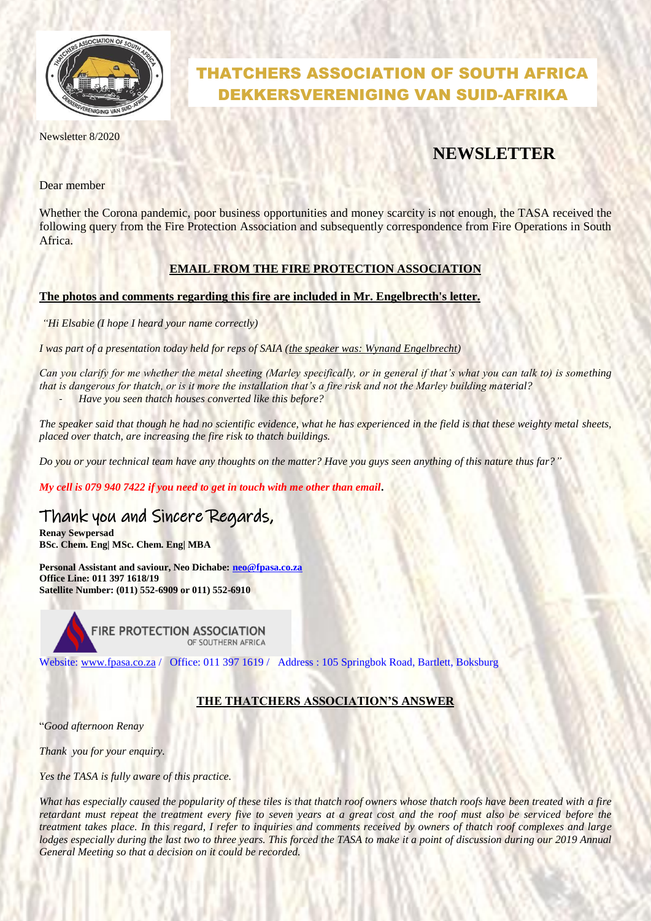# THATCHERS ASSOCIATION OF SOUTH AFRICA
# DEKKERSVERENIGING VAN SUID-AFRIKA

Newsletter 8/2020

## NEWSLETTER

Dear member

Whether the Corona pandemic, poor business opportunities and money scarcity is not enough, the TASA received the following query from the Fire Protection Association and subsequently correspondence from Fire Operations in South Africa.

### EMAIL FROM THE FIRE PROTECTION ASSOCIATION

**The photos and comments regarding this fire are included in Mr. Engelbrecth's letter.**

*"Hi Elsabie (I hope I heard your name correctly)*

*I was part of a presentation today held for reps of SAIA (the speaker was: Wynand Engelbrecht)*

*Can you clarify for me whether the metal sheeting (Marley specifically, or in general if that's what you can talk to) is something that is dangerous for thatch, or is it more the installation that's a fire risk and not the Marley building material?*

- *Have you seen thatch houses converted like this before?*

*The speaker said that though he had no scientific evidence, what he has experienced in the field is that these weighty metal sheets, placed over thatch, are increasing the fire risk to thatch buildings.*

*Do you or your technical team have any thoughts on the matter? Have you guys seen anything of this nature thus far?"*

***My cell is 079 940 7422 if you need to get in touch with me other than email*.**

Thank you and Sincere Regards,

**Renay Sewpersad**
**BSc. Chem. Eng| MSc. Chem. Eng| MBA**

**Personal Assistant and saviour, Neo Dichabe: neo@fpasa.co.za**
**Office Line: 011 397 1618/19**
**Satellite Number: (011) 552-6909 or 011) 552-6910**

FIRE PROTECTION ASSOCIATION OF SOUTHERN AFRICA

Website: www.fpasa.co.za / Office: 011 397 1619 / Address : 105 Springbok Road, Bartlett, Boksburg

### THE THATCHERS ASSOCIATION'S ANSWER

"*Good afternoon Renay*

*Thank you for your enquiry.*

*Yes the TASA is fully aware of this practice.*

*What has especially caused the popularity of these tiles is that thatch roof owners whose thatch roofs have been treated with a fire retardant must repeat the treatment every five to seven years at a great cost and the roof must also be serviced before the treatment takes place. In this regard, I refer to inquiries and comments received by owners of thatch roof complexes and large lodges especially during the last two to three years. This forced the TASA to make it a point of discussion during our 2019 Annual General Meeting so that a decision on it could be recorded.*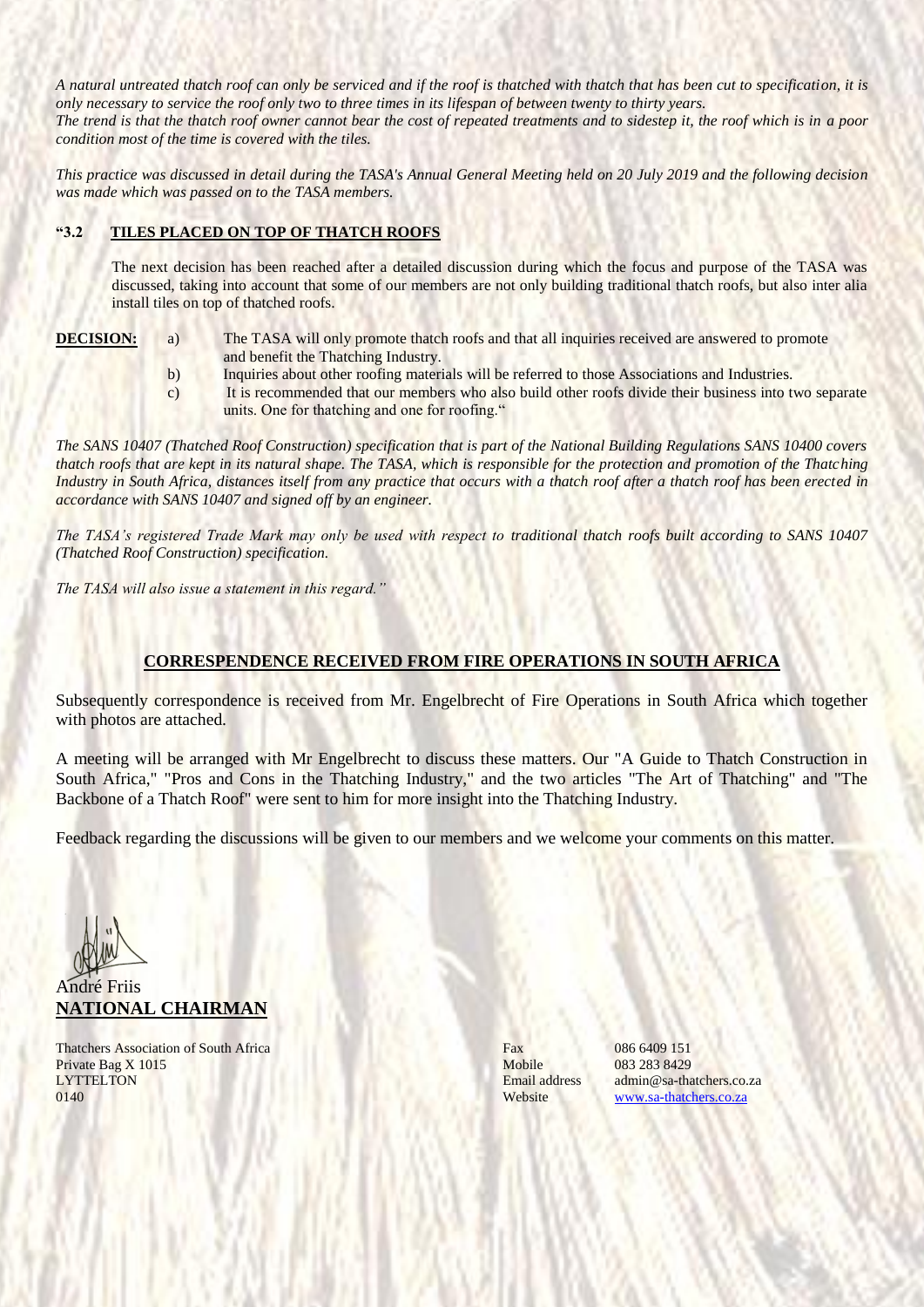*A natural untreated thatch roof can only be serviced and if the roof is thatched with thatch that has been cut to specification, it is only necessary to service the roof only two to three times in its lifespan of between twenty to thirty years.*
*The trend is that the thatch roof owner cannot bear the cost of repeated treatments and to sidestep it, the roof which is in a poor condition most of the time is covered with the tiles.*

*This practice was discussed in detail during the TASA's Annual General Meeting held on 20 July 2019 and the following decision was made which was passed on to the TASA members.*

**"3.2 TILES PLACED ON TOP OF THATCH ROOFS**

The next decision has been reached after a detailed discussion during which the focus and purpose of the TASA was discussed, taking into account that some of our members are not only building traditional thatch roofs, but also inter alia install tiles on top of thatched roofs.

**DECISION:**

a) The TASA will only promote thatch roofs and that all inquiries received are answered to promote and benefit the Thatching Industry.
b) Inquiries about other roofing materials will be referred to those Associations and Industries.
c) It is recommended that our members who also build other roofs divide their business into two separate units. One for thatching and one for roofing."

*The SANS 10407 (Thatched Roof Construction) specification that is part of the National Building Regulations SANS 10400 covers thatch roofs that are kept in its natural shape. The TASA, which is responsible for the protection and promotion of the Thatching Industry in South Africa, distances itself from any practice that occurs with a thatch roof after a thatch roof has been erected in accordance with SANS 10407 and signed off by an engineer.*

*The TASA's registered Trade Mark may only be used with respect to traditional thatch roofs built according to SANS 10407 (Thatched Roof Construction) specification.*

*The TASA will also issue a statement in this regard."*

## CORRESPONDENCE RECEIVED FROM FIRE OPERATIONS IN SOUTH AFRICA

Subsequently correspondence is received from Mr. Engelbrecht of Fire Operations in South Africa which together with photos are attached.

A meeting will be arranged with Mr Engelbrecht to discuss these matters. Our "A Guide to Thatch Construction in South Africa," "Pros and Cons in the Thatching Industry," and the two articles "The Art of Thatching" and "The Backbone of a Thatch Roof" were sent to him for more insight into the Thatching Industry.

Feedback regarding the discussions will be given to our members and we welcome your comments on this matter.

André Friis
**NATIONAL CHAIRMAN**

Thatchers Association of South Africa
Private Bag X 1015
LYTTELTON
0140

Fax 086 6409 151
Mobile 083 283 8429
Email address admin@sa-thatchers.co.za
Website www.sa-thatchers.co.za